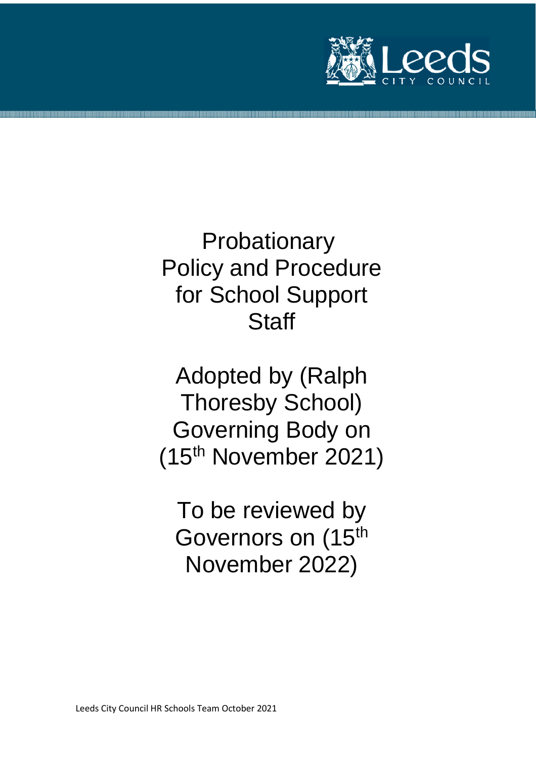# Probationary Policy and Procedure for School Support Staff

Adopted by (Ralph Thoresby School) Governing Body on (15th November 2021)

To be reviewed by Governors on (15th November 2022)

Leeds City Council HR Schools Team October 2021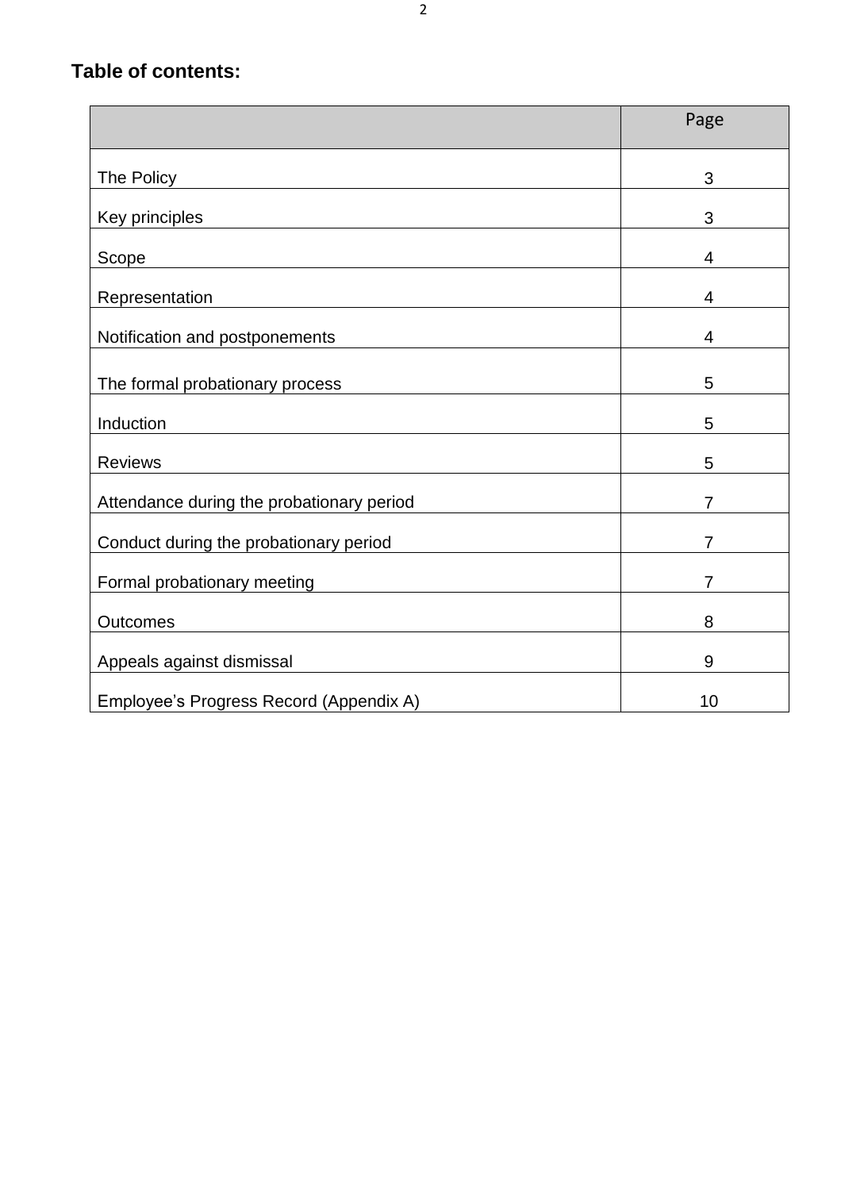**Table of contents:**

| | Page |
|---|---|
| The Policy | 3 |
| Key principles | 3 |
| Scope | 4 |
| Representation | 4 |
| Notification and postponements | 4 |
| The formal probationary process | 5 |
| Induction | 5 |
| Reviews | 5 |
| Attendance during the probationary period | 7 |
| Conduct during the probationary period | 7 |
| Formal probationary meeting | 7 |
| Outcomes | 8 |
| Appeals against dismissal | 9 |
| Employee's Progress Record (Appendix A) | 10 |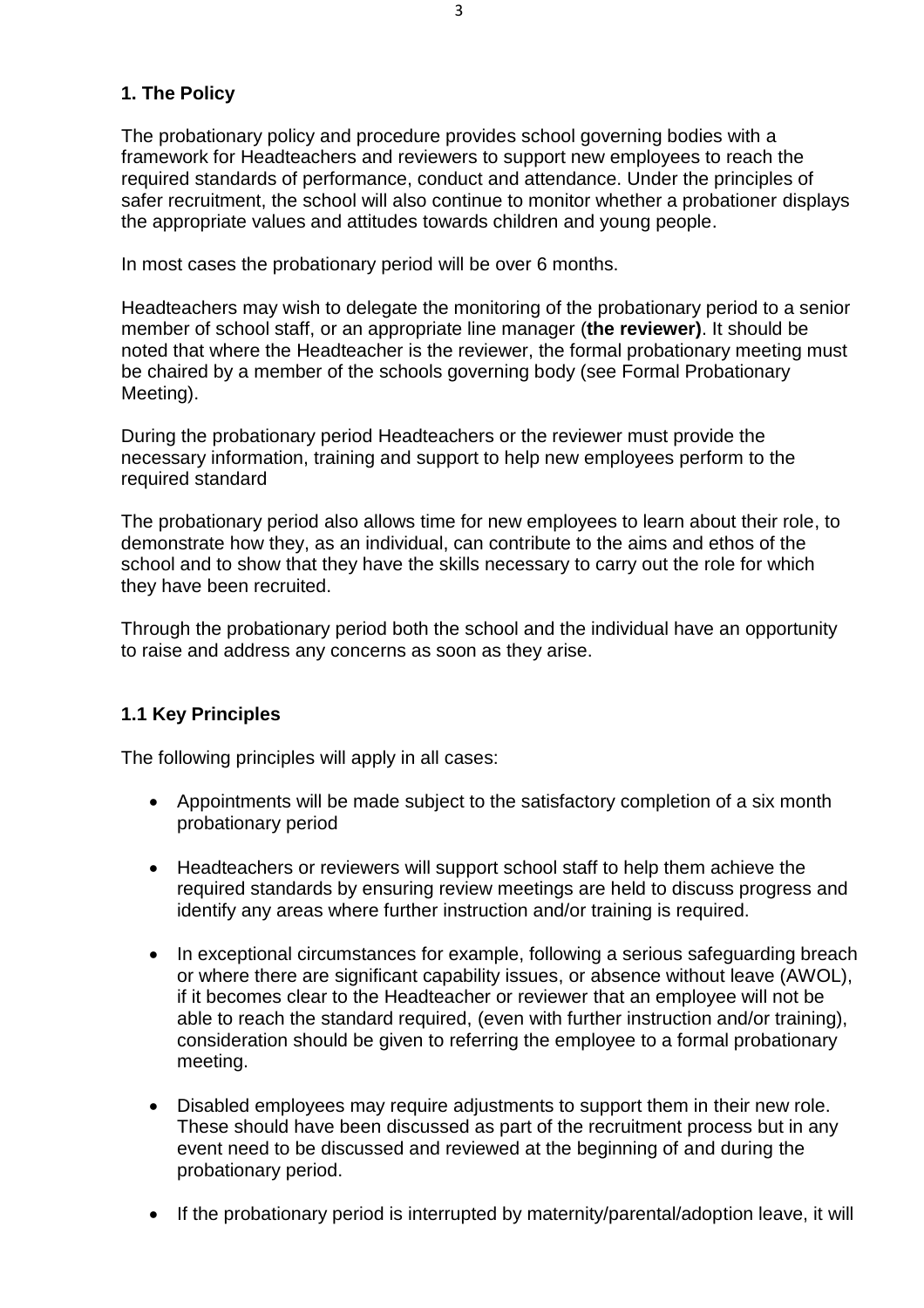## 1. The Policy

The probationary policy and procedure provides school governing bodies with a framework for Headteachers and reviewers to support new employees to reach the required standards of performance, conduct and attendance. Under the principles of safer recruitment, the school will also continue to monitor whether a probationer displays the appropriate values and attitudes towards children and young people.

In most cases the probationary period will be over 6 months.

Headteachers may wish to delegate the monitoring of the probationary period to a senior member of school staff, or an appropriate line manager (**the reviewer)**. It should be noted that where the Headteacher is the reviewer, the formal probationary meeting must be chaired by a member of the schools governing body (see Formal Probationary Meeting).

During the probationary period Headteachers or the reviewer must provide the necessary information, training and support to help new employees perform to the required standard

The probationary period also allows time for new employees to learn about their role, to demonstrate how they, as an individual, can contribute to the aims and ethos of the school and to show that they have the skills necessary to carry out the role for which they have been recruited.

Through the probationary period both the school and the individual have an opportunity to raise and address any concerns as soon as they arise.

### 1.1 Key Principles

The following principles will apply in all cases:

- Appointments will be made subject to the satisfactory completion of a six month probationary period
- Headteachers or reviewers will support school staff to help them achieve the required standards by ensuring review meetings are held to discuss progress and identify any areas where further instruction and/or training is required.
- In exceptional circumstances for example, following a serious safeguarding breach or where there are significant capability issues, or absence without leave (AWOL), if it becomes clear to the Headteacher or reviewer that an employee will not be able to reach the standard required, (even with further instruction and/or training), consideration should be given to referring the employee to a formal probationary meeting.
- Disabled employees may require adjustments to support them in their new role. These should have been discussed as part of the recruitment process but in any event need to be discussed and reviewed at the beginning of and during the probationary period.
- If the probationary period is interrupted by maternity/parental/adoption leave, it will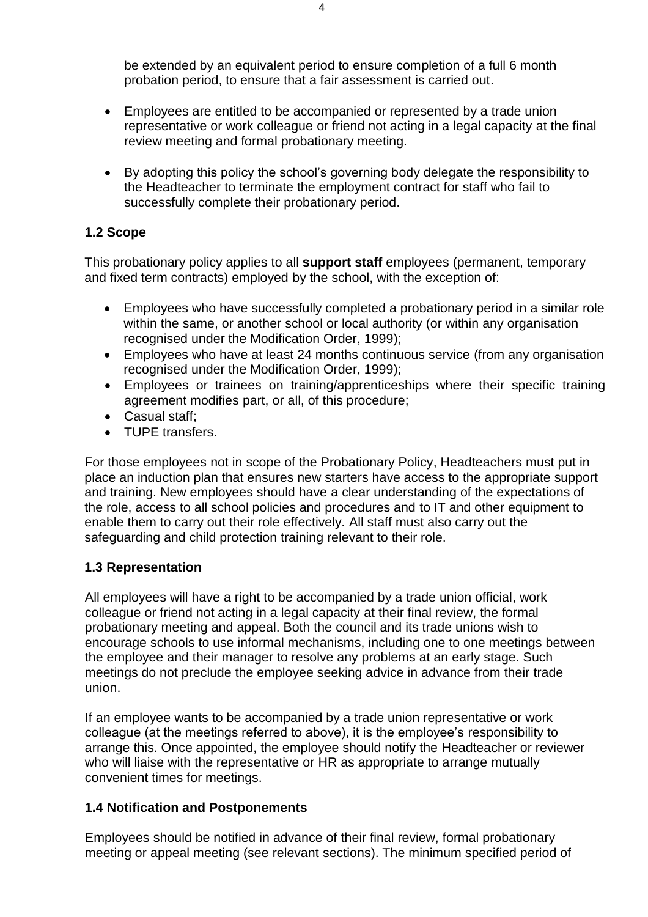be extended by an equivalent period to ensure completion of a full 6 month probation period, to ensure that a fair assessment is carried out.

- Employees are entitled to be accompanied or represented by a trade union representative or work colleague or friend not acting in a legal capacity at the final review meeting and formal probationary meeting.
- By adopting this policy the school's governing body delegate the responsibility to the Headteacher to terminate the employment contract for staff who fail to successfully complete their probationary period.

### 1.2 Scope

This probationary policy applies to all **support staff** employees (permanent, temporary and fixed term contracts) employed by the school, with the exception of:

- Employees who have successfully completed a probationary period in a similar role within the same, or another school or local authority (or within any organisation recognised under the Modification Order, 1999);
- Employees who have at least 24 months continuous service (from any organisation recognised under the Modification Order, 1999);
- Employees or trainees on training/apprenticeships where their specific training agreement modifies part, or all, of this procedure;
- Casual staff;
- TUPE transfers.

For those employees not in scope of the Probationary Policy, Headteachers must put in place an induction plan that ensures new starters have access to the appropriate support and training. New employees should have a clear understanding of the expectations of the role, access to all school policies and procedures and to IT and other equipment to enable them to carry out their role effectively. All staff must also carry out the safeguarding and child protection training relevant to their role.

### 1.3 Representation

All employees will have a right to be accompanied by a trade union official, work colleague or friend not acting in a legal capacity at their final review, the formal probationary meeting and appeal. Both the council and its trade unions wish to encourage schools to use informal mechanisms, including one to one meetings between the employee and their manager to resolve any problems at an early stage. Such meetings do not preclude the employee seeking advice in advance from their trade union.

If an employee wants to be accompanied by a trade union representative or work colleague (at the meetings referred to above), it is the employee's responsibility to arrange this. Once appointed, the employee should notify the Headteacher or reviewer who will liaise with the representative or HR as appropriate to arrange mutually convenient times for meetings.

### 1.4 Notification and Postponements

Employees should be notified in advance of their final review, formal probationary meeting or appeal meeting (see relevant sections). The minimum specified period of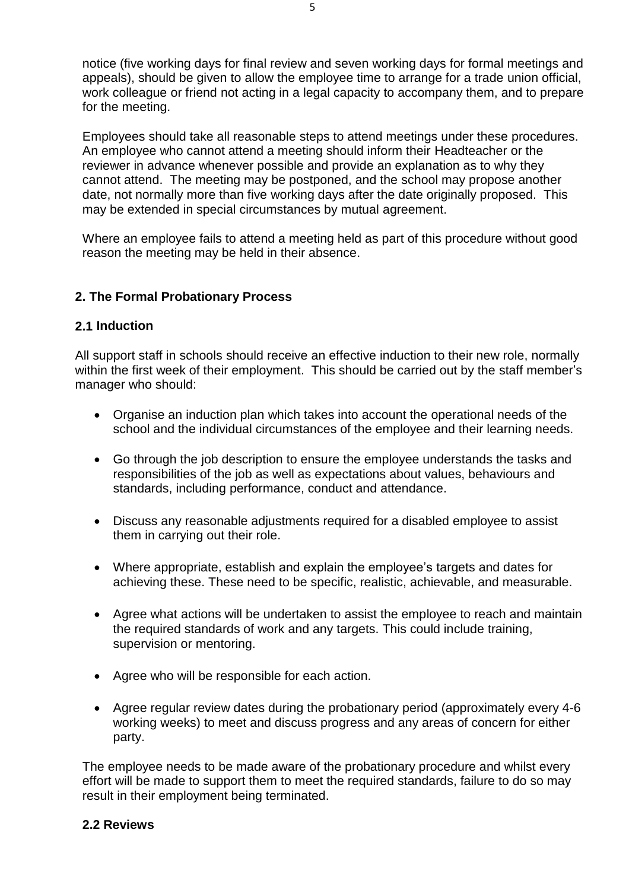notice (five working days for final review and seven working days for formal meetings and appeals), should be given to allow the employee time to arrange for a trade union official, work colleague or friend not acting in a legal capacity to accompany them, and to prepare for the meeting.

Employees should take all reasonable steps to attend meetings under these procedures. An employee who cannot attend a meeting should inform their Headteacher or the reviewer in advance whenever possible and provide an explanation as to why they cannot attend. The meeting may be postponed, and the school may propose another date, not normally more than five working days after the date originally proposed. This may be extended in special circumstances by mutual agreement.

Where an employee fails to attend a meeting held as part of this procedure without good reason the meeting may be held in their absence.

## 2. The Formal Probationary Process

### 2.1 Induction

All support staff in schools should receive an effective induction to their new role, normally within the first week of their employment. This should be carried out by the staff member's manager who should:

- Organise an induction plan which takes into account the operational needs of the school and the individual circumstances of the employee and their learning needs.
- Go through the job description to ensure the employee understands the tasks and responsibilities of the job as well as expectations about values, behaviours and standards, including performance, conduct and attendance.
- Discuss any reasonable adjustments required for a disabled employee to assist them in carrying out their role.
- Where appropriate, establish and explain the employee's targets and dates for achieving these. These need to be specific, realistic, achievable, and measurable.
- Agree what actions will be undertaken to assist the employee to reach and maintain the required standards of work and any targets. This could include training, supervision or mentoring.
- Agree who will be responsible for each action.
- Agree regular review dates during the probationary period (approximately every 4-6 working weeks) to meet and discuss progress and any areas of concern for either party.

The employee needs to be made aware of the probationary procedure and whilst every effort will be made to support them to meet the required standards, failure to do so may result in their employment being terminated.

### 2.2 Reviews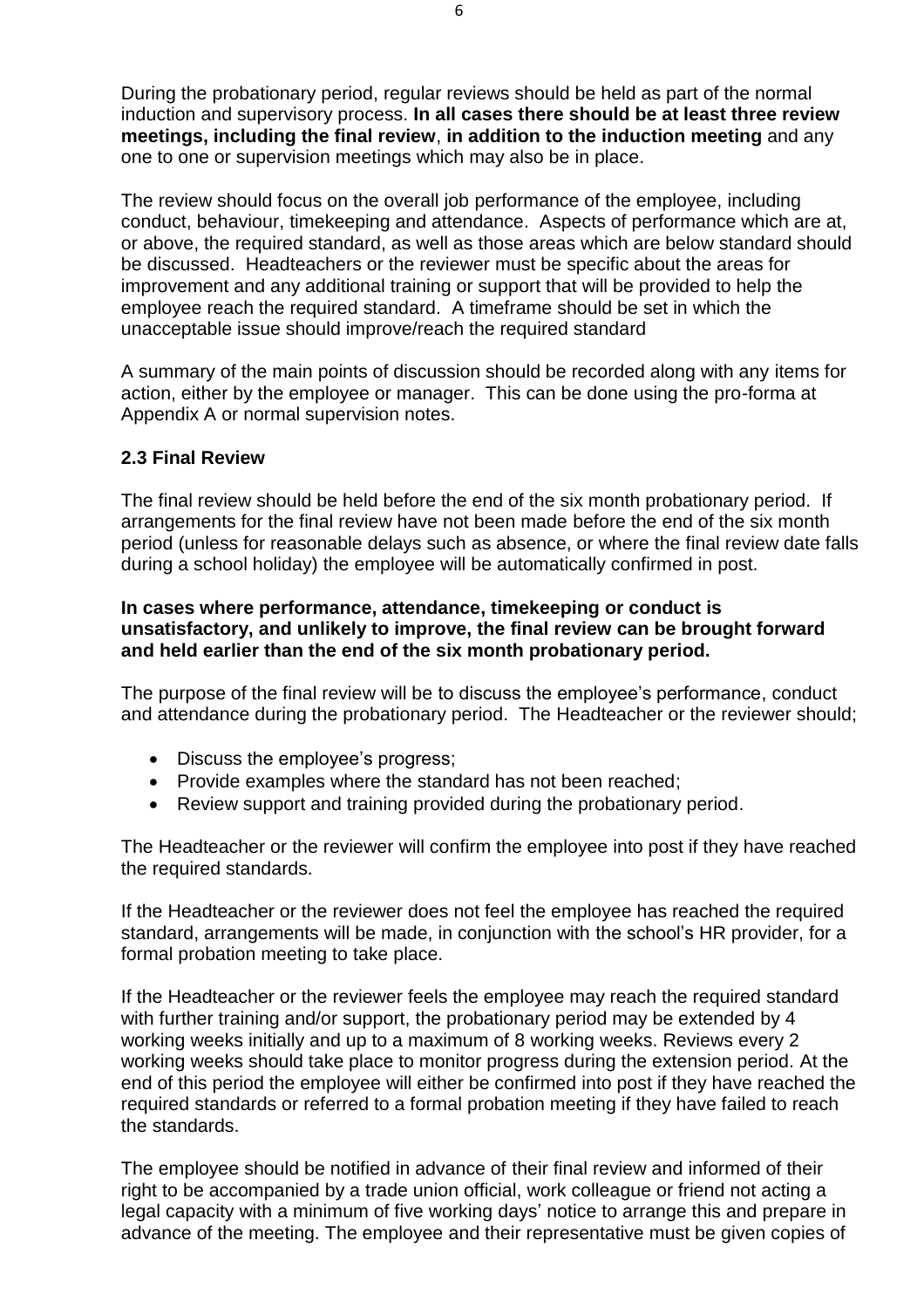During the probationary period, regular reviews should be held as part of the normal induction and supervisory process. **In all cases there should be at least three review meetings, including the final review**, **in addition to the induction meeting** and any one to one or supervision meetings which may also be in place.

The review should focus on the overall job performance of the employee, including conduct, behaviour, timekeeping and attendance. Aspects of performance which are at, or above, the required standard, as well as those areas which are below standard should be discussed. Headteachers or the reviewer must be specific about the areas for improvement and any additional training or support that will be provided to help the employee reach the required standard. A timeframe should be set in which the unacceptable issue should improve/reach the required standard

A summary of the main points of discussion should be recorded along with any items for action, either by the employee or manager. This can be done using the pro-forma at Appendix A or normal supervision notes.

### 2.3 Final Review

The final review should be held before the end of the six month probationary period. If arrangements for the final review have not been made before the end of the six month period (unless for reasonable delays such as absence, or where the final review date falls during a school holiday) the employee will be automatically confirmed in post.

**In cases where performance, attendance, timekeeping or conduct is unsatisfactory, and unlikely to improve, the final review can be brought forward and held earlier than the end of the six month probationary period.**

The purpose of the final review will be to discuss the employee's performance, conduct and attendance during the probationary period. The Headteacher or the reviewer should;

- Discuss the employee's progress;
- Provide examples where the standard has not been reached;
- Review support and training provided during the probationary period.

The Headteacher or the reviewer will confirm the employee into post if they have reached the required standards.

If the Headteacher or the reviewer does not feel the employee has reached the required standard, arrangements will be made, in conjunction with the school's HR provider, for a formal probation meeting to take place.

If the Headteacher or the reviewer feels the employee may reach the required standard with further training and/or support, the probationary period may be extended by 4 working weeks initially and up to a maximum of 8 working weeks. Reviews every 2 working weeks should take place to monitor progress during the extension period. At the end of this period the employee will either be confirmed into post if they have reached the required standards or referred to a formal probation meeting if they have failed to reach the standards.

The employee should be notified in advance of their final review and informed of their right to be accompanied by a trade union official, work colleague or friend not acting a legal capacity with a minimum of five working days' notice to arrange this and prepare in advance of the meeting. The employee and their representative must be given copies of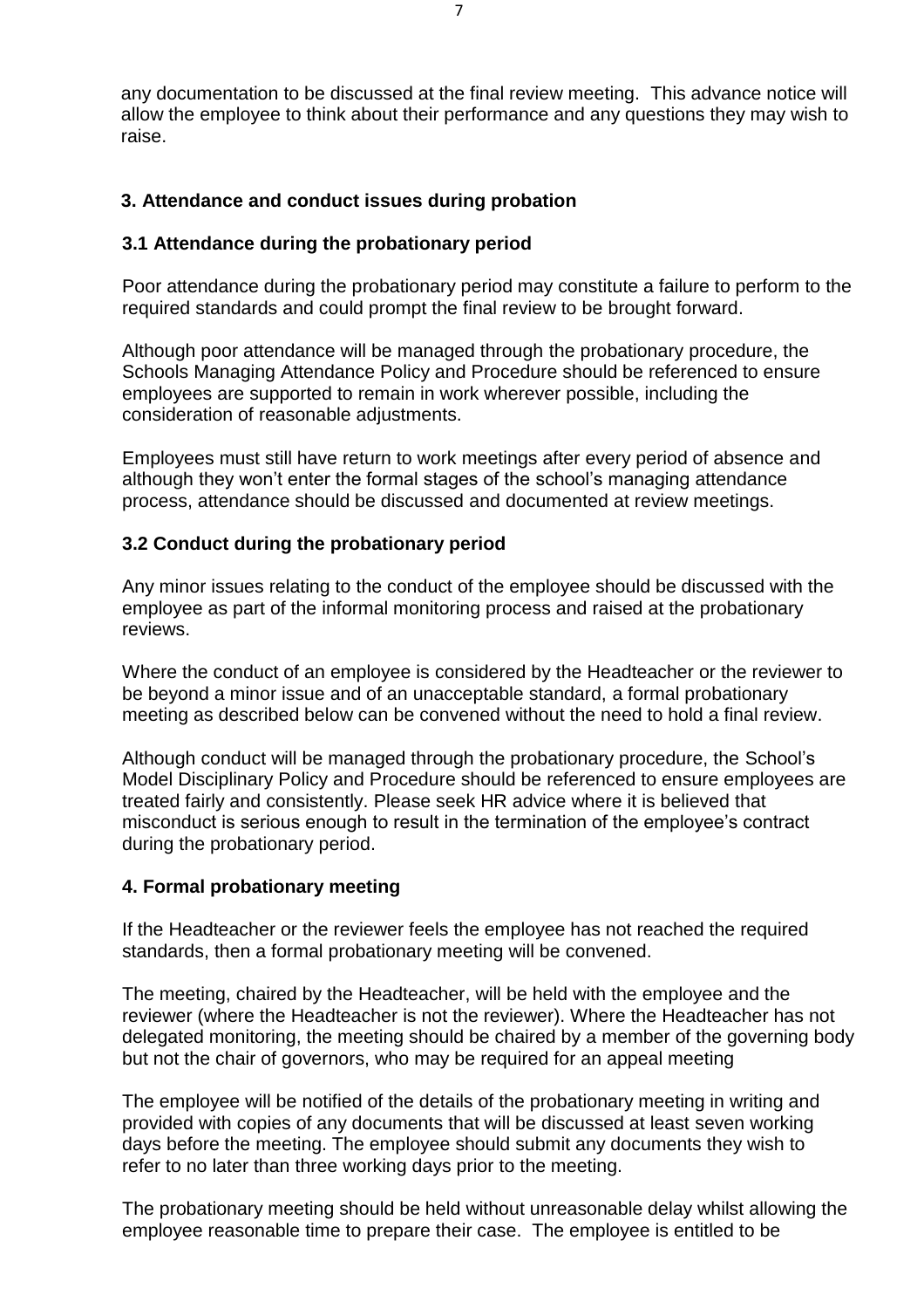any documentation to be discussed at the final review meeting. This advance notice will allow the employee to think about their performance and any questions they may wish to raise.

## 3. Attendance and conduct issues during probation

### 3.1 Attendance during the probationary period

Poor attendance during the probationary period may constitute a failure to perform to the required standards and could prompt the final review to be brought forward.

Although poor attendance will be managed through the probationary procedure, the Schools Managing Attendance Policy and Procedure should be referenced to ensure employees are supported to remain in work wherever possible, including the consideration of reasonable adjustments.

Employees must still have return to work meetings after every period of absence and although they won't enter the formal stages of the school's managing attendance process, attendance should be discussed and documented at review meetings.

### 3.2 Conduct during the probationary period

Any minor issues relating to the conduct of the employee should be discussed with the employee as part of the informal monitoring process and raised at the probationary reviews.

Where the conduct of an employee is considered by the Headteacher or the reviewer to be beyond a minor issue and of an unacceptable standard, a formal probationary meeting as described below can be convened without the need to hold a final review.

Although conduct will be managed through the probationary procedure, the School's Model Disciplinary Policy and Procedure should be referenced to ensure employees are treated fairly and consistently. Please seek HR advice where it is believed that misconduct is serious enough to result in the termination of the employee's contract during the probationary period.

## 4. Formal probationary meeting

If the Headteacher or the reviewer feels the employee has not reached the required standards, then a formal probationary meeting will be convened.

The meeting, chaired by the Headteacher, will be held with the employee and the reviewer (where the Headteacher is not the reviewer). Where the Headteacher has not delegated monitoring, the meeting should be chaired by a member of the governing body but not the chair of governors, who may be required for an appeal meeting

The employee will be notified of the details of the probationary meeting in writing and provided with copies of any documents that will be discussed at least seven working days before the meeting. The employee should submit any documents they wish to refer to no later than three working days prior to the meeting.

The probationary meeting should be held without unreasonable delay whilst allowing the employee reasonable time to prepare their case. The employee is entitled to be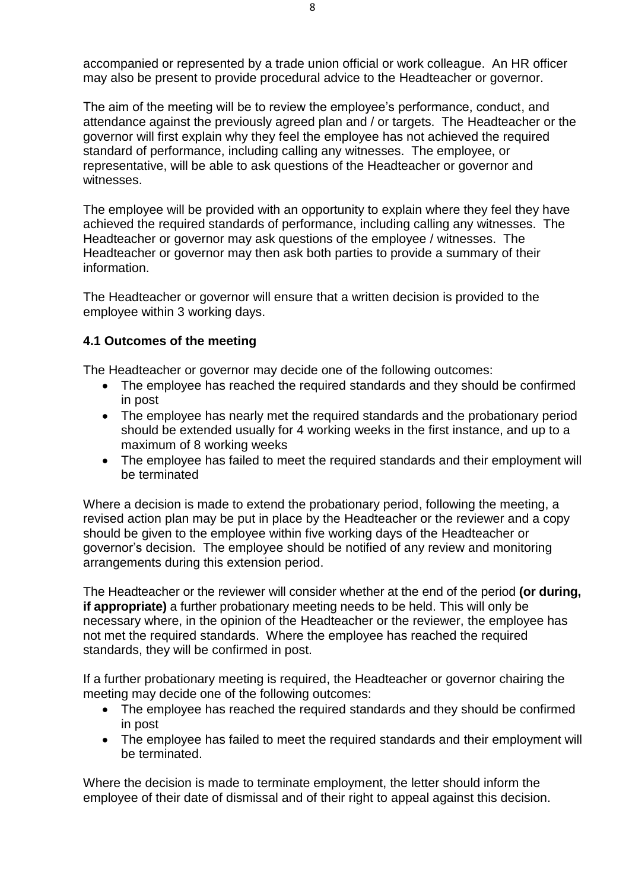accompanied or represented by a trade union official or work colleague. An HR officer may also be present to provide procedural advice to the Headteacher or governor.

The aim of the meeting will be to review the employee's performance, conduct, and attendance against the previously agreed plan and / or targets. The Headteacher or the governor will first explain why they feel the employee has not achieved the required standard of performance, including calling any witnesses. The employee, or representative, will be able to ask questions of the Headteacher or governor and witnesses.

The employee will be provided with an opportunity to explain where they feel they have achieved the required standards of performance, including calling any witnesses. The Headteacher or governor may ask questions of the employee / witnesses. The Headteacher or governor may then ask both parties to provide a summary of their information.

The Headteacher or governor will ensure that a written decision is provided to the employee within 3 working days.

### 4.1 Outcomes of the meeting

The Headteacher or governor may decide one of the following outcomes:

- The employee has reached the required standards and they should be confirmed in post
- The employee has nearly met the required standards and the probationary period should be extended usually for 4 working weeks in the first instance, and up to a maximum of 8 working weeks
- The employee has failed to meet the required standards and their employment will be terminated

Where a decision is made to extend the probationary period, following the meeting, a revised action plan may be put in place by the Headteacher or the reviewer and a copy should be given to the employee within five working days of the Headteacher or governor's decision. The employee should be notified of any review and monitoring arrangements during this extension period.

The Headteacher or the reviewer will consider whether at the end of the period **(or during, if appropriate)** a further probationary meeting needs to be held. This will only be necessary where, in the opinion of the Headteacher or the reviewer, the employee has not met the required standards. Where the employee has reached the required standards, they will be confirmed in post.

If a further probationary meeting is required, the Headteacher or governor chairing the meeting may decide one of the following outcomes:

- The employee has reached the required standards and they should be confirmed in post
- The employee has failed to meet the required standards and their employment will be terminated.

Where the decision is made to terminate employment, the letter should inform the employee of their date of dismissal and of their right to appeal against this decision.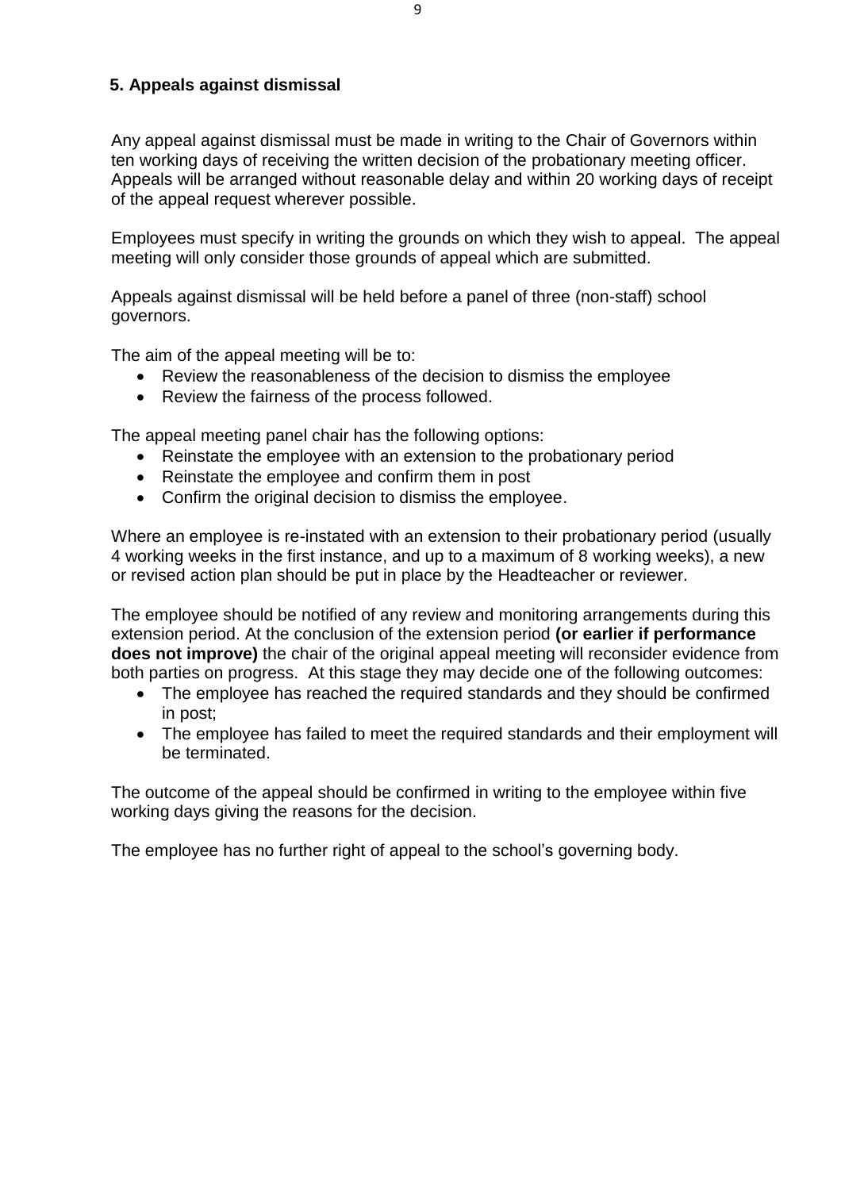## 5. Appeals against dismissal

Any appeal against dismissal must be made in writing to the Chair of Governors within ten working days of receiving the written decision of the probationary meeting officer. Appeals will be arranged without reasonable delay and within 20 working days of receipt of the appeal request wherever possible.

Employees must specify in writing the grounds on which they wish to appeal. The appeal meeting will only consider those grounds of appeal which are submitted.

Appeals against dismissal will be held before a panel of three (non-staff) school governors.

The aim of the appeal meeting will be to:

- Review the reasonableness of the decision to dismiss the employee
- Review the fairness of the process followed.

The appeal meeting panel chair has the following options:

- Reinstate the employee with an extension to the probationary period
- Reinstate the employee and confirm them in post
- Confirm the original decision to dismiss the employee.

Where an employee is re-instated with an extension to their probationary period (usually 4 working weeks in the first instance, and up to a maximum of 8 working weeks), a new or revised action plan should be put in place by the Headteacher or reviewer.

The employee should be notified of any review and monitoring arrangements during this extension period. At the conclusion of the extension period **(or earlier if performance does not improve)** the chair of the original appeal meeting will reconsider evidence from both parties on progress. At this stage they may decide one of the following outcomes:

- The employee has reached the required standards and they should be confirmed in post;
- The employee has failed to meet the required standards and their employment will be terminated.

The outcome of the appeal should be confirmed in writing to the employee within five working days giving the reasons for the decision.

The employee has no further right of appeal to the school's governing body.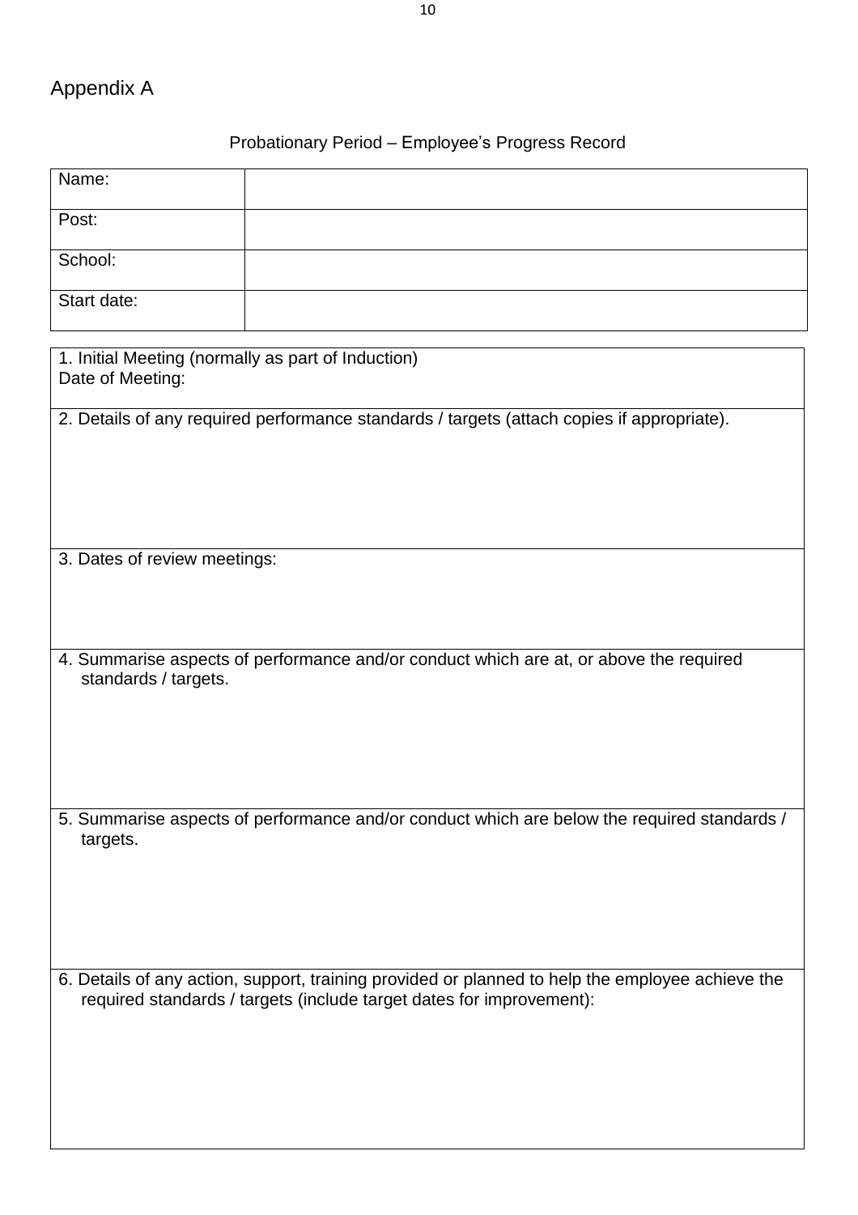# Appendix A

## Probationary Period – Employee's Progress Record

| | |
|---|---|
| Name: | |
| Post: | |
| School: | |
| Start date: | |

| |
|---|
| 1. Initial Meeting (normally as part of Induction)<br>Date of Meeting: |
| 2. Details of any required performance standards / targets (attach copies if appropriate). |
| 3. Dates of review meetings: |
| 4. Summarise aspects of performance and/or conduct which are at, or above the required standards / targets. |
| 5. Summarise aspects of performance and/or conduct which are below the required standards / targets. |
| 6. Details of any action, support, training provided or planned to help the employee achieve the required standards / targets (include target dates for improvement): |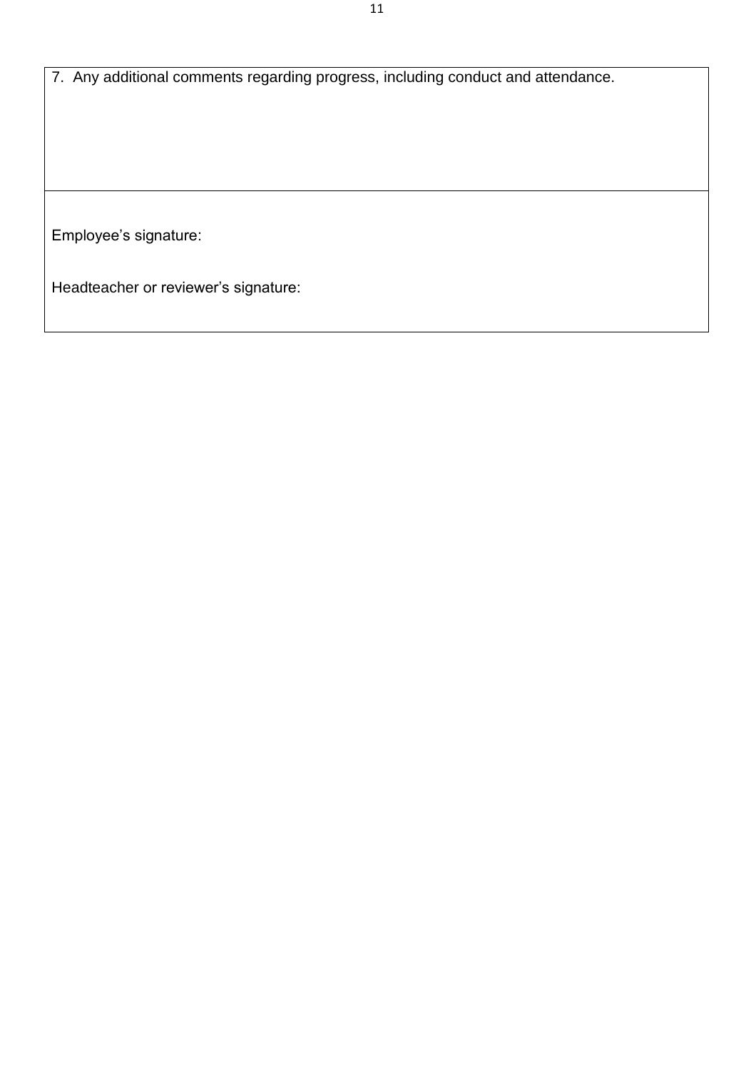| |
| --- |
| 7. Any additional comments regarding progress, including conduct and attendance. |
| Employee’s signature:<br><br>Headteacher or reviewer’s signature: |